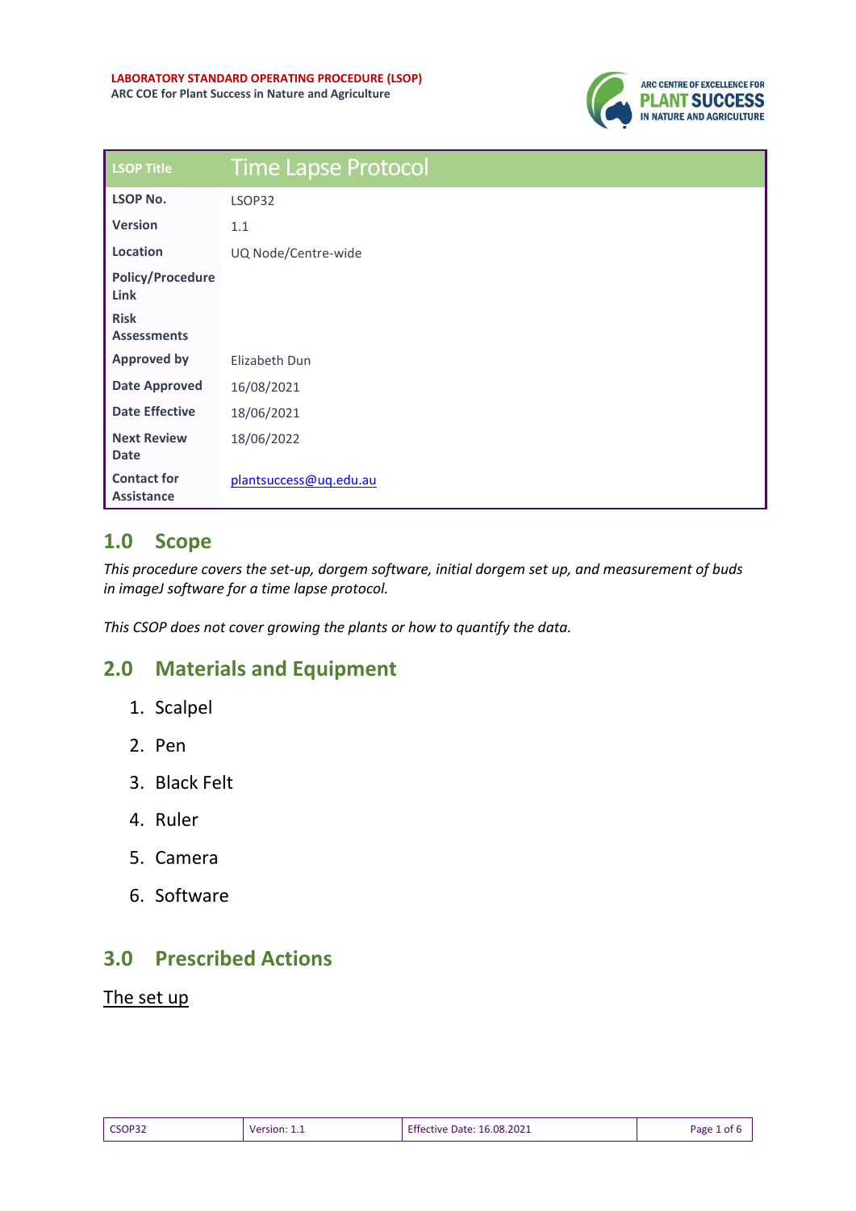**LABORATORY STANDARD OPERATING PROCEDURE (LSOP)**
**ARC COE for Plant Success in Nature and Agriculture**

| LSOP Title | Time Lapse Protocol |
| --- | --- |
| **LSOP No.** | LSOP32 |
| **Version** | 1.1 |
| **Location** | UQ Node/Centre-wide |
| **Policy/Procedure Link** | |
| **Risk Assessments** | |
| **Approved by** | Elizabeth Dun |
| **Date Approved** | 16/08/2021 |
| **Date Effective** | 18/06/2021 |
| **Next Review Date** | 18/06/2022 |
| **Contact for Assistance** | plantsuccess@uq.edu.au |

## 1.0 Scope

*This procedure covers the set-up, dorgem software, initial dorgem set up, and measurement of buds in imageJ software for a time lapse protocol.*

*This CSOP does not cover growing the plants or how to quantify the data.*

## 2.0 Materials and Equipment

1. Scalpel
2. Pen
3. Black Felt
4. Ruler
5. Camera
6. Software

## 3.0 Prescribed Actions

<u>The set up</u>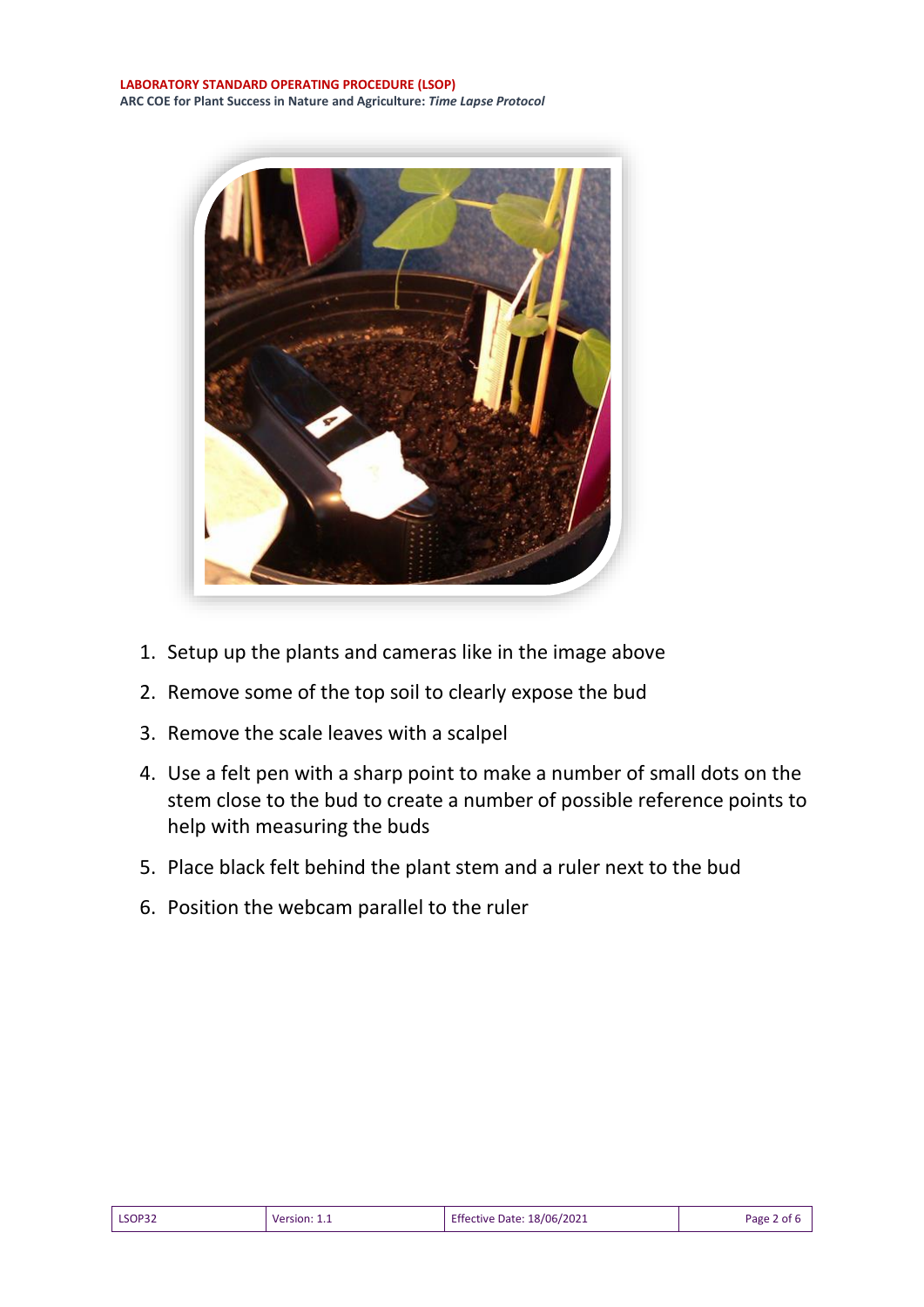1. Setup up the plants and cameras like in the image above
2. Remove some of the top soil to clearly expose the bud
3. Remove the scale leaves with a scalpel
4. Use a felt pen with a sharp point to make a number of small dots on the stem close to the bud to create a number of possible reference points to help with measuring the buds
5. Place black felt behind the plant stem and a ruler next to the bud
6. Position the webcam parallel to the ruler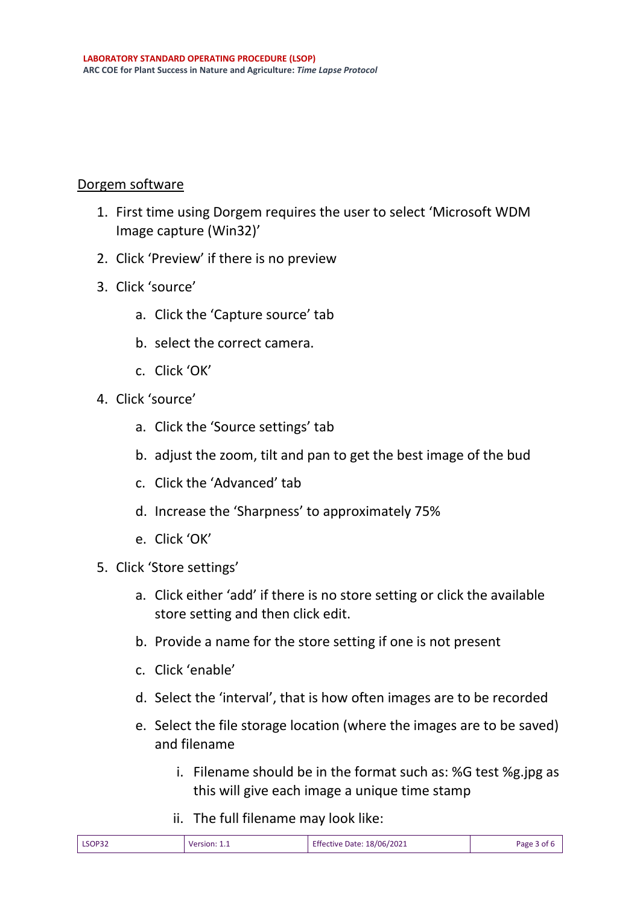Dorgem software

1. First time using Dorgem requires the user to select 'Microsoft WDM Image capture (Win32)'
2. Click 'Preview' if there is no preview
3. Click 'source'
    a. Click the 'Capture source' tab
    b. select the correct camera.
    c. Click 'OK'
4. Click 'source'
    a. Click the 'Source settings' tab
    b. adjust the zoom, tilt and pan to get the best image of the bud
    c. Click the 'Advanced' tab
    d. Increase the 'Sharpness' to approximately 75%
    e. Click 'OK'
5. Click 'Store settings'
    a. Click either 'add' if there is no store setting or click the available store setting and then click edit.
    b. Provide a name for the store setting if one is not present
    c. Click 'enable'
    d. Select the 'interval', that is how often images are to be recorded
    e. Select the file storage location (where the images are to be saved) and filename
        i. Filename should be in the format such as: %G test %g.jpg as this will give each image a unique time stamp
        ii. The full filename may look like: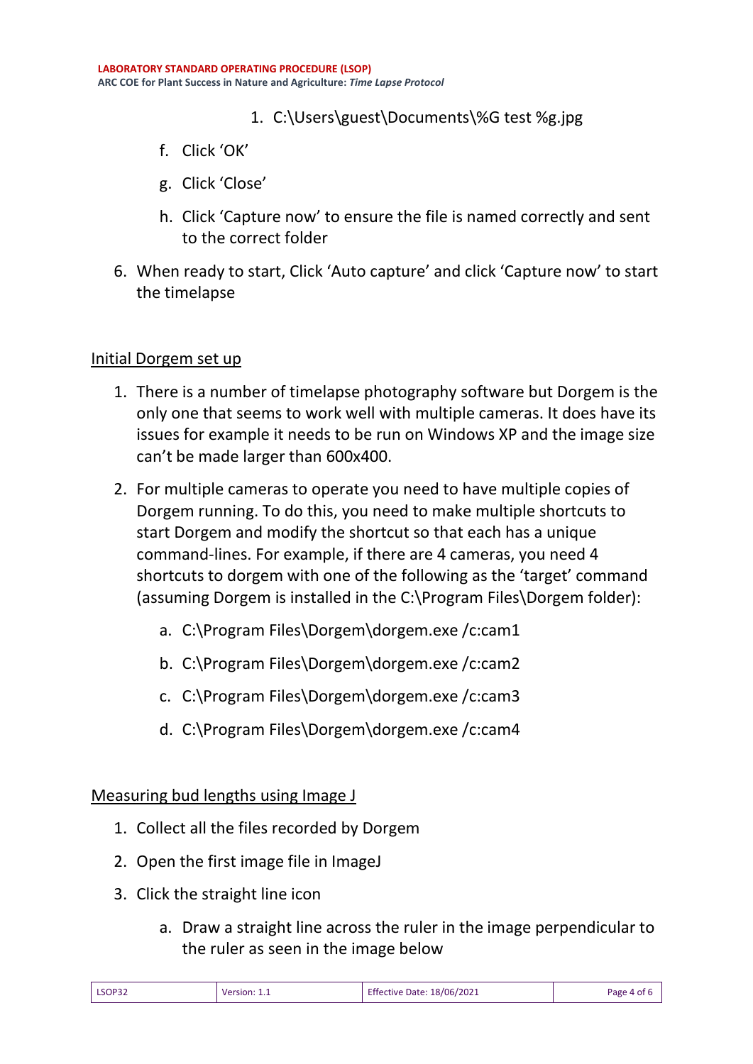1. C:\Users\guest\Documents\%G test %g.jpg

f. Click 'OK'

g. Click 'Close'

h. Click 'Capture now' to ensure the file is named correctly and sent to the correct folder

6. When ready to start, Click 'Auto capture' and click 'Capture now' to start the timelapse

## Initial Dorgem set up

1. There is a number of timelapse photography software but Dorgem is the only one that seems to work well with multiple cameras. It does have its issues for example it needs to be run on Windows XP and the image size can't be made larger than 600x400.
2. For multiple cameras to operate you need to have multiple copies of Dorgem running. To do this, you need to make multiple shortcuts to start Dorgem and modify the shortcut so that each has a unique command-lines. For example, if there are 4 cameras, you need 4 shortcuts to dorgem with one of the following as the 'target' command (assuming Dorgem is installed in the C:\Program Files\Dorgem folder):
    a. C:\Program Files\Dorgem\dorgem.exe /c:cam1
    b. C:\Program Files\Dorgem\dorgem.exe /c:cam2
    c. C:\Program Files\Dorgem\dorgem.exe /c:cam3
    d. C:\Program Files\Dorgem\dorgem.exe /c:cam4

## Measuring bud lengths using Image J

1. Collect all the files recorded by Dorgem
2. Open the first image file in ImageJ
3. Click the straight line icon
    a. Draw a straight line across the ruler in the image perpendicular to the ruler as seen in the image below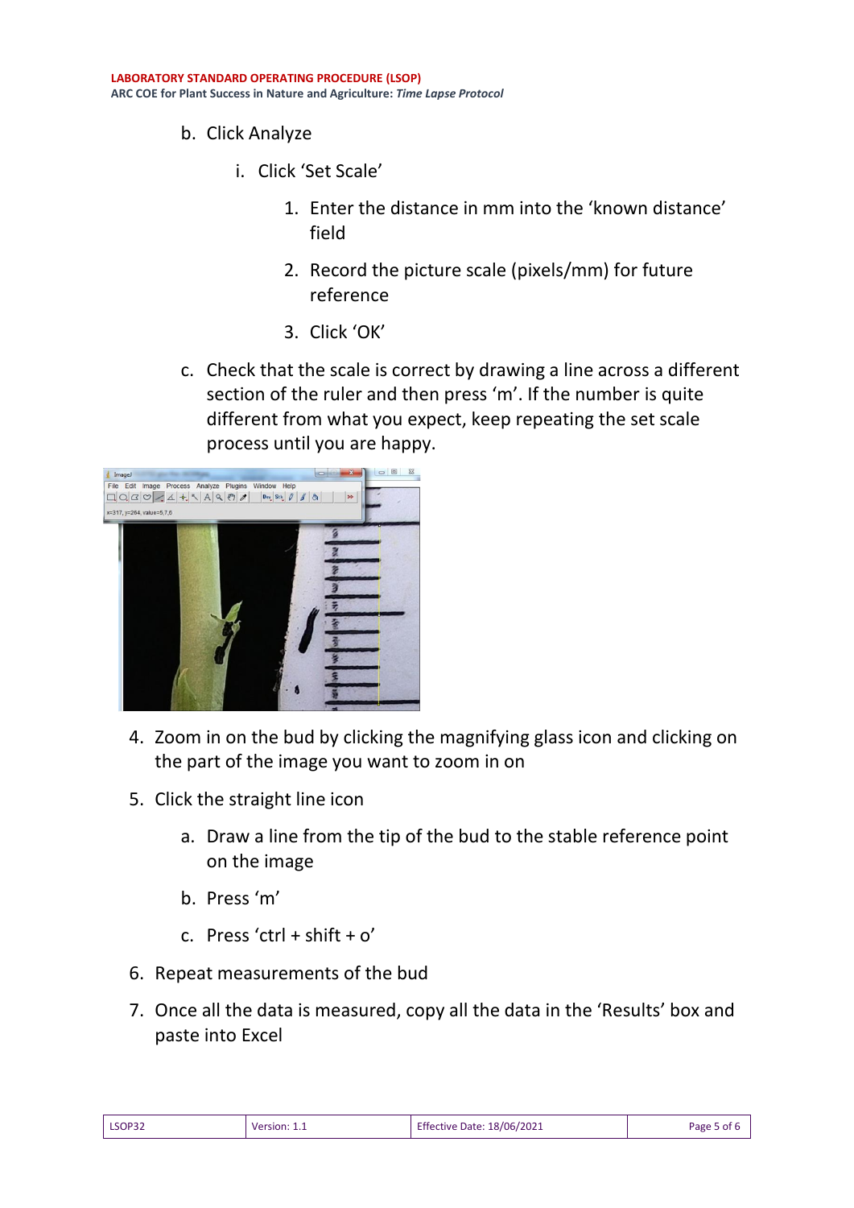b. Click Analyze

   i. Click 'Set Scale'

      1. Enter the distance in mm into the 'known distance' field

      2. Record the picture scale (pixels/mm) for future reference

      3. Click 'OK'

c. Check that the scale is correct by drawing a line across a different section of the ruler and then press 'm'. If the number is quite different from what you expect, keep repeating the set scale process until you are happy.

4. Zoom in on the bud by clicking the magnifying glass icon and clicking on the part of the image you want to zoom in on

5. Click the straight line icon

   a. Draw a line from the tip of the bud to the stable reference point on the image

   b. Press 'm'

   c. Press 'ctrl + shift + o'

6. Repeat measurements of the bud

7. Once all the data is measured, copy all the data in the 'Results' box and paste into Excel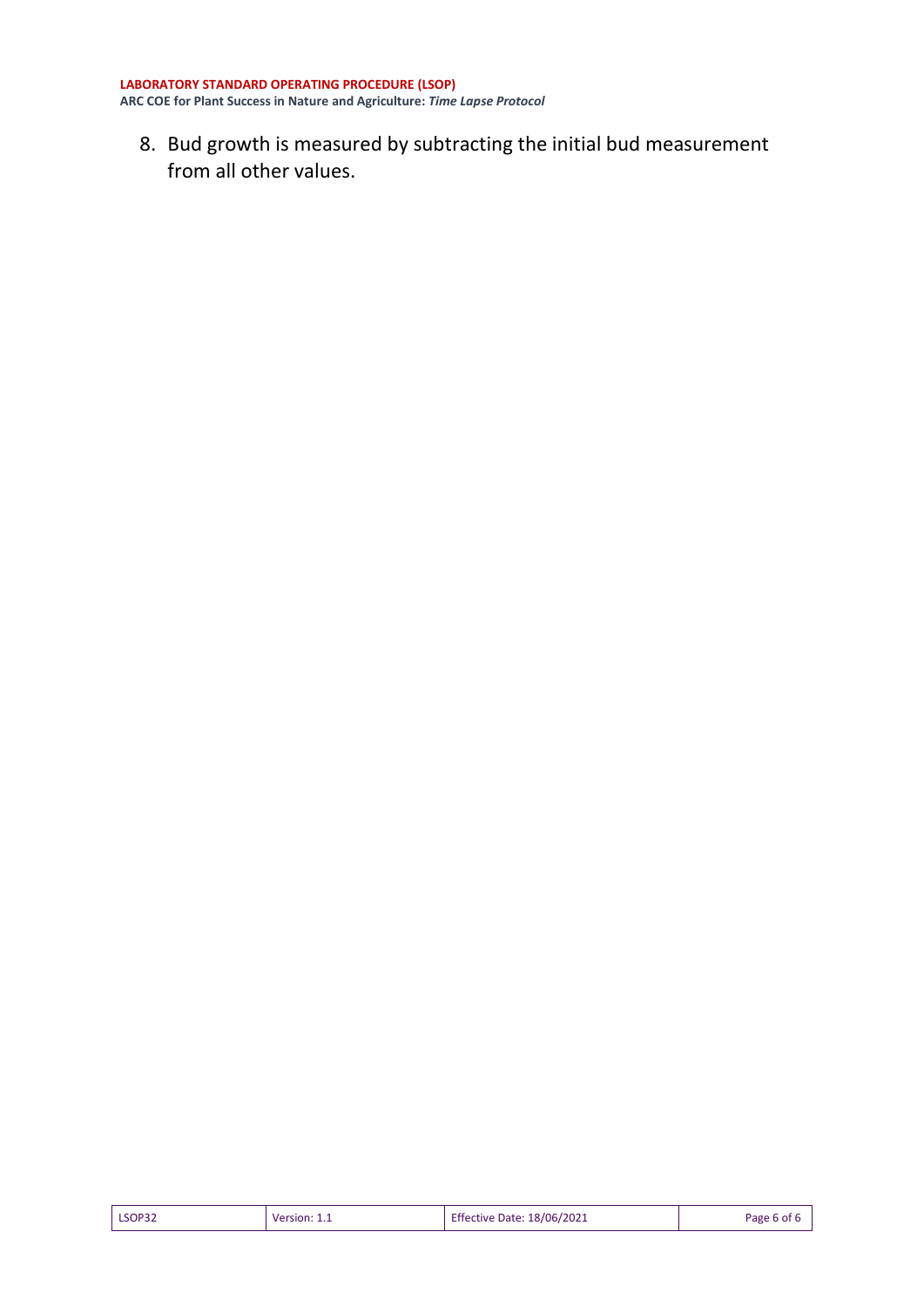8. Bud growth is measured by subtracting the initial bud measurement from all other values.